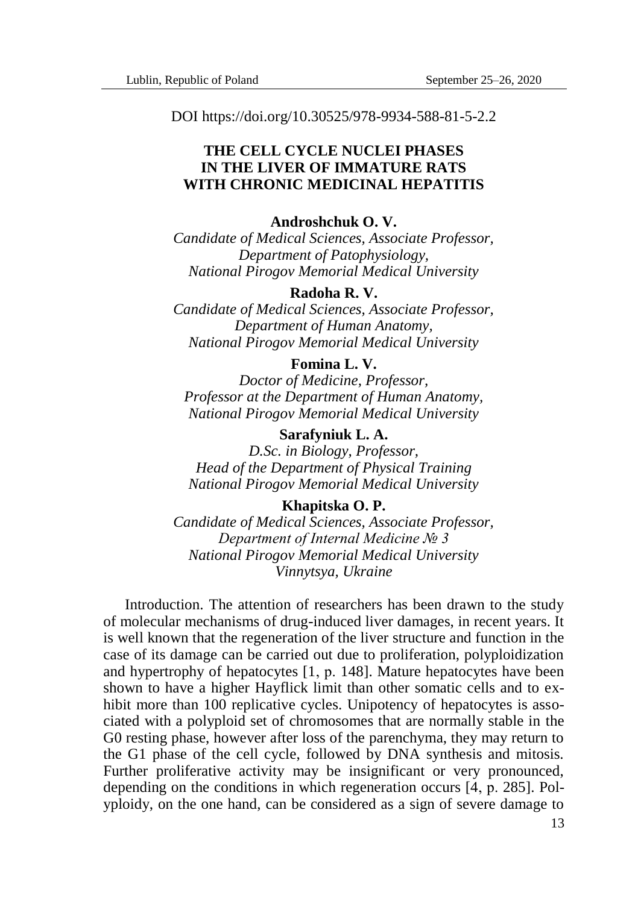DOI https://doi.org/10.30525/978-9934-588-81-5-2.2

# THE CELL CYCLE NUCLEI PHASES IN THE LIVER OF IMMATURE RATS WITH CHRONIC MEDICINAL HEPATITIS

**Androshchuk O. V.**
*Candidate of Medical Sciences, Associate Professor, Department of Patophysiology, National Pirogov Memorial Medical University*

**Radoha R. V.**
*Candidate of Medical Sciences, Associate Professor, Department of Human Anatomy, National Pirogov Memorial Medical University*

**Fomina L. V.**
*Doctor of Medicine, Professor, Professor at the Department of Human Anatomy, National Pirogov Memorial Medical University*

**Sarafyniuk L. A.**
*D.Sc. in Biology, Professor, Head of the Department of Physical Training National Pirogov Memorial Medical University*

**Khapitska O. P.**
*Candidate of Medical Sciences, Associate Professor, Department of Internal Medicine № 3 National Pirogov Memorial Medical University Vinnytsya, Ukraine*

Introduction. The attention of researchers has been drawn to the study of molecular mechanisms of drug-induced liver damages, in recent years. It is well known that the regeneration of the liver structure and function in the case of its damage can be carried out due to proliferation, polyploidization and hypertrophy of hepatocytes [1, p. 148]. Mature hepatocytes have been shown to have a higher Hayflick limit than other somatic cells and to exhibit more than 100 replicative cycles. Unipotency of hepatocytes is associated with a polyploid set of chromosomes that are normally stable in the G0 resting phase, however after loss of the parenchyma, they may return to the G1 phase of the cell cycle, followed by DNA synthesis and mitosis. Further proliferative activity may be insignificant or very pronounced, depending on the conditions in which regeneration occurs [4, p. 285]. Polyploidy, on the one hand, can be considered as a sign of severe damage to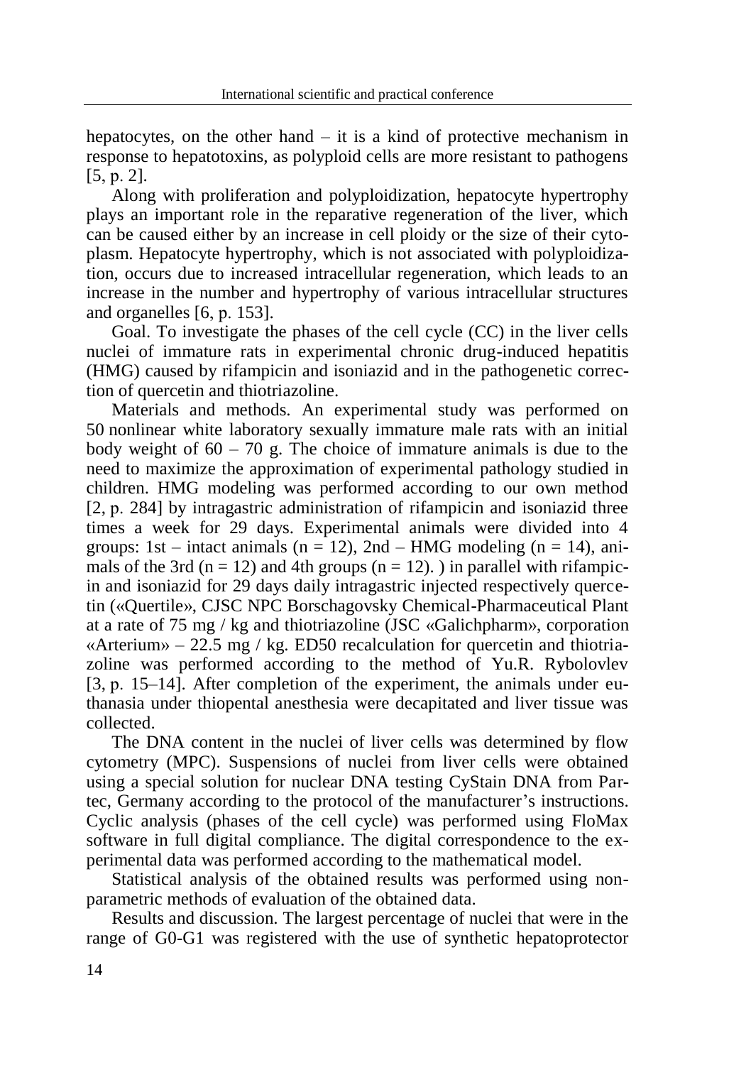hepatocytes, on the other hand – it is a kind of protective mechanism in response to hepatotoxins, as polyploid cells are more resistant to pathogens [5, p. 2].

Along with proliferation and polyploidization, hepatocyte hypertrophy plays an important role in the reparative regeneration of the liver, which can be caused either by an increase in cell ploidy or the size of their cytoplasm. Hepatocyte hypertrophy, which is not associated with polyploidization, occurs due to increased intracellular regeneration, which leads to an increase in the number and hypertrophy of various intracellular structures and organelles [6, p. 153].

Goal. To investigate the phases of the cell cycle (CC) in the liver cells nuclei of immature rats in experimental chronic drug-induced hepatitis (HMG) caused by rifampicin and isoniazid and in the pathogenetic correction of quercetin and thiotriazoline.

Materials and methods. An experimental study was performed on 50 nonlinear white laboratory sexually immature male rats with an initial body weight of 60 – 70 g. The choice of immature animals is due to the need to maximize the approximation of experimental pathology studied in children. HMG modeling was performed according to our own method [2, p. 284] by intragastric administration of rifampicin and isoniazid three times a week for 29 days. Experimental animals were divided into 4 groups: 1st – intact animals (n = 12), 2nd – HMG modeling (n = 14), animals of the 3rd (n = 12) and 4th groups (n = 12). ) in parallel with rifampicin and isoniazid for 29 days daily intragastric injected respectively quercetin («Quertile», CJSC NPC Borschagovsky Chemical-Pharmaceutical Plant at a rate of 75 mg / kg and thiotriazoline (JSC «Galichpharm», corporation «Arterium» – 22.5 mg / kg. ED50 recalculation for quercetin and thiotriazoline was performed according to the method of Yu.R. Rybolovlev [3, p. 15–14]. After completion of the experiment, the animals under euthanasia under thiopental anesthesia were decapitated and liver tissue was collected.

The DNA content in the nuclei of liver cells was determined by flow cytometry (MPC). Suspensions of nuclei from liver cells were obtained using a special solution for nuclear DNA testing CyStain DNA from Partec, Germany according to the protocol of the manufacturer's instructions. Cyclic analysis (phases of the cell cycle) was performed using FloMax software in full digital compliance. The digital correspondence to the experimental data was performed according to the mathematical model.

Statistical analysis of the obtained results was performed using nonparametric methods of evaluation of the obtained data.

Results and discussion. The largest percentage of nuclei that were in the range of G0-G1 was registered with the use of synthetic hepatoprotector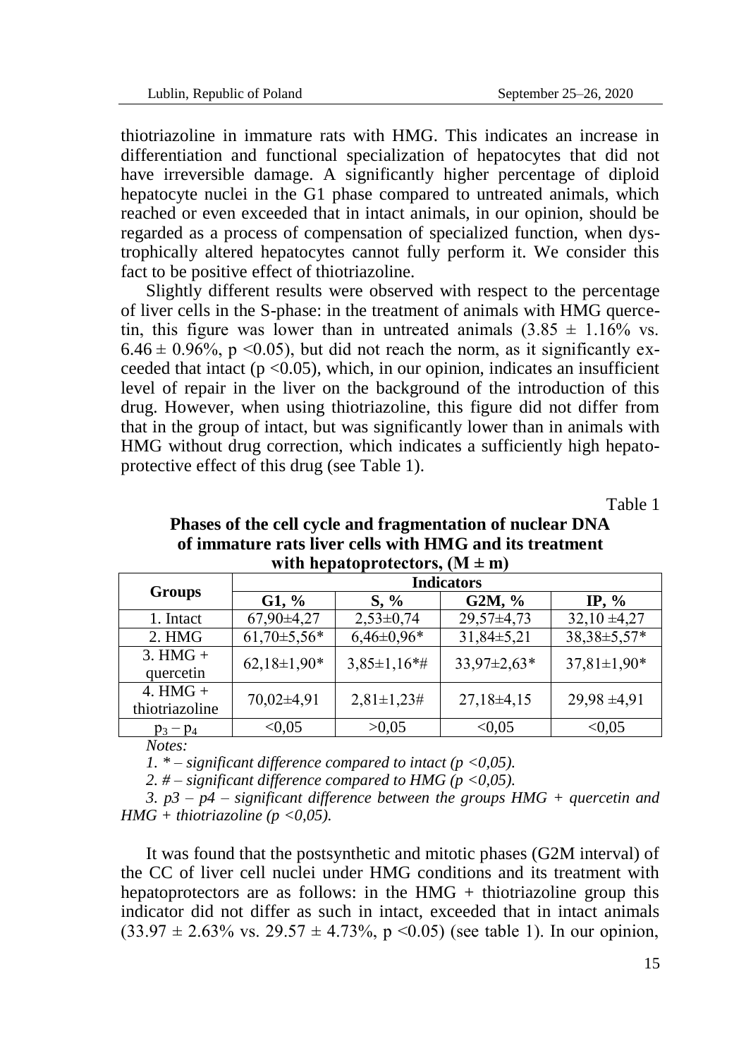thiotriazoline in immature rats with HMG. This indicates an increase in differentiation and functional specialization of hepatocytes that did not have irreversible damage. A significantly higher percentage of diploid hepatocyte nuclei in the G1 phase compared to untreated animals, which reached or even exceeded that in intact animals, in our opinion, should be regarded as a process of compensation of specialized function, when dystrophically altered hepatocytes cannot fully perform it. We consider this fact to be positive effect of thiotriazoline.

Slightly different results were observed with respect to the percentage of liver cells in the S-phase: in the treatment of animals with HMG quercetin, this figure was lower than in untreated animals (3.85 ± 1.16% vs. 6.46 ± 0.96%, $p < 0.05$), but did not reach the norm, as it significantly exceeded that intact ($p < 0.05$), which, in our opinion, indicates an insufficient level of repair in the liver on the background of the introduction of this drug. However, when using thiotriazoline, this figure did not differ from that in the group of intact, but was significantly lower than in animals with HMG without drug correction, which indicates a sufficiently high hepatoprotective effect of this drug (see Table 1).

Table 1

**Phases of the cell cycle and fragmentation of nuclear DNA of immature rats liver cells with HMG and its treatment with hepatoprotectors, (M ± m)**

| Groups | Indicators | | | |
|---|---|---|---|---|
| | G1, % | S, % | G2M, % | IP, % |
| 1. Intact | 67,90±4,27 | 2,53±0,74 | 29,57±4,73 | 32,10 ±4,27 |
| 2. HMG | 61,70±5,56* | 6,46±0,96* | 31,84±5,21 | 38,38±5,57* |
| 3. HMG + quercetin | 62,18±1,90* | 3,85±1,16*# | 33,97±2,63* | 37,81±1,90* |
| 4. HMG + thiotriazoline | 70,02±4,91 | 2,81±1,23# | 27,18±4,15 | 29,98 ±4,91 |
| $p_3 – p_4$ | <0,05 | >0,05 | <0,05 | <0,05 |

*Notes:*

*1. * – significant difference compared to intact (p <0,05).*

*2. # – significant difference compared to HMG (p <0,05).*

*3. p3 – p4 – significant difference between the groups HMG + quercetin and HMG + thiotriazoline (p <0,05).*

It was found that the postsynthetic and mitotic phases (G2M interval) of the CC of liver cell nuclei under HMG conditions and its treatment with hepatoprotectors are as follows: in the HMG + thiotriazoline group this indicator did not differ as such in intact, exceeded that in intact animals (33.97 ± 2.63% vs. 29.57 ± 4.73%, $p < 0.05$) (see table 1). In our opinion,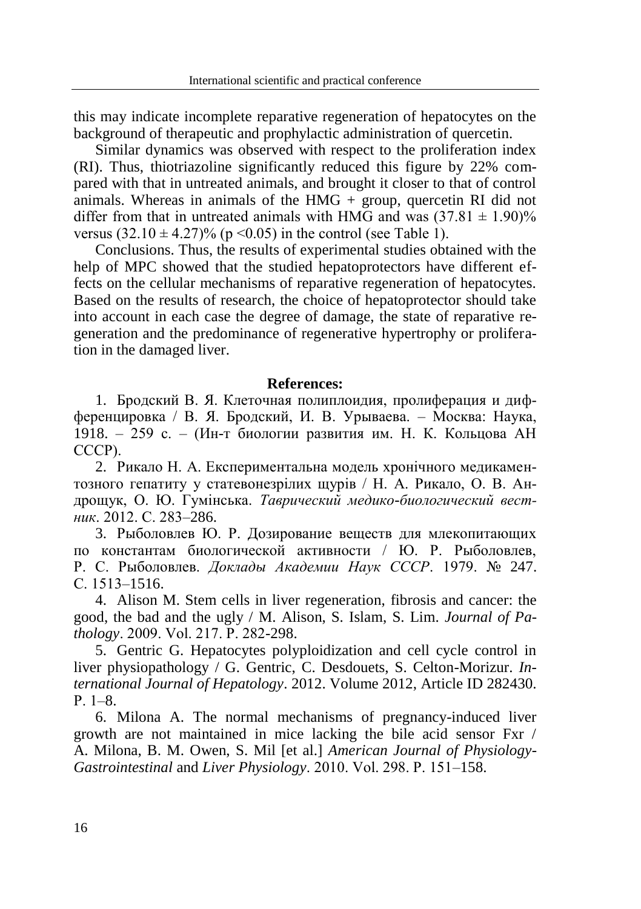this may indicate incomplete reparative regeneration of hepatocytes on the background of therapeutic and prophylactic administration of quercetin.

Similar dynamics was observed with respect to the proliferation index (RI). Thus, thiotriazoline significantly reduced this figure by 22% compared with that in untreated animals, and brought it closer to that of control animals. Whereas in animals of the HMG + group, quercetin RI did not differ from that in untreated animals with HMG and was $(37.81 \pm 1.90)\%$ versus $(32.10 \pm 4.27)\%$ ($p < 0.05$) in the control (see Table 1).

Conclusions. Thus, the results of experimental studies obtained with the help of MPC showed that the studied hepatoprotectors have different effects on the cellular mechanisms of reparative regeneration of hepatocytes. Based on the results of research, the choice of hepatoprotector should take into account in each case the degree of damage, the state of reparative regeneration and the predominance of regenerative hypertrophy or proliferation in the damaged liver.

## References:

1. Бродский В. Я. Клеточная полиплоидия, пролиферация и дифференцировка / В. Я. Бродский, И. В. Урываева. – Москва: Наука, 1918. – 259 с. – (Ин-т биологии развития им. Н. К. Кольцова АН СССР).
2. Рикало Н. А. Експериментальна модель хронічного медикаментозного гепатиту у статевонезрілих щурів / Н. А. Рикало, О. В. Андрощук, О. Ю. Гумінська. *Таврический медико-биологический вестник*. 2012. С. 283–286.
3. Рыболовлев Ю. Р. Дозирование веществ для млекопитающих по константам биологической активности / Ю. Р. Рыболовлев, Р. С. Рыболовлев. *Доклады Академии Наук СССР*. 1979. № 247. С. 1513–1516.
4. Alison M. Stem cells in liver regeneration, fibrosis and cancer: the good, the bad and the ugly / M. Alison, S. Islam, S. Lim. *Journal of Pathology*. 2009. Vol. 217. P. 282-298.
5. Gentric G. Hepatocytes polyploidization and cell cycle control in liver physiopathology / G. Gentric, C. Desdouets, S. Celton-Morizur. *International Journal of Hepatology*. 2012. Volume 2012, Article ID 282430. P. 1–8.
6. Milona A. The normal mechanisms of pregnancy-induced liver growth are not maintained in mice lacking the bile acid sensor Fxr / A. Milona, B. M. Owen, S. Mil [et al.] *American Journal of Physiology-Gastrointestinal* and *Liver Physiology*. 2010. Vol. 298. P. 151–158.